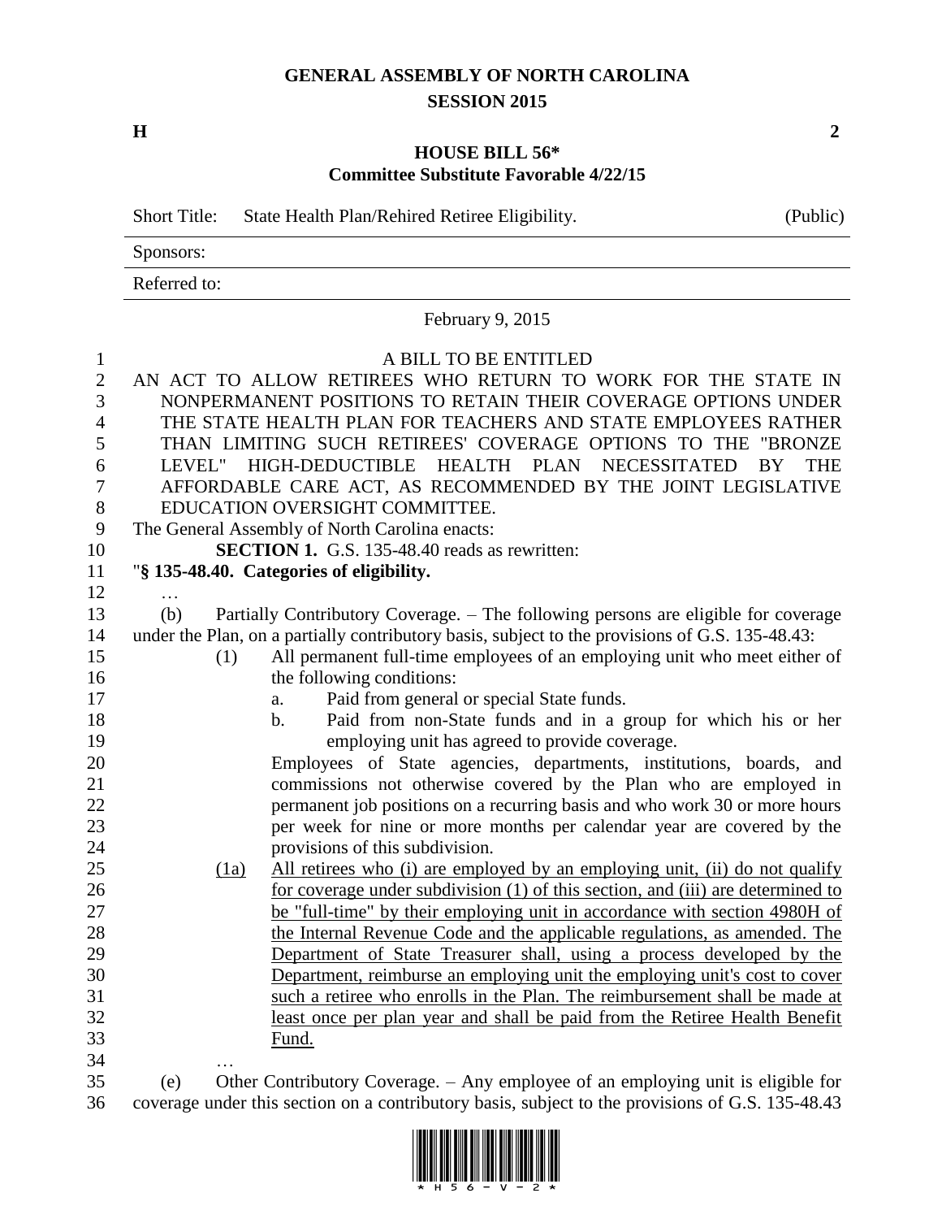# GENERAL ASSEMBLY OF NORTH CAROLINA
## SESSION 2015

**H** **2**

## HOUSE BILL 56*
### Committee Substitute Favorable 4/22/15

Short Title: State Health Plan/Rehired Retiree Eligibility. (Public)

Sponsors:

Referred to:

February 9, 2015

A BILL TO BE ENTITLED

AN ACT TO ALLOW RETIREES WHO RETURN TO WORK FOR THE STATE IN NONPERMANENT POSITIONS TO RETAIN THEIR COVERAGE OPTIONS UNDER THE STATE HEALTH PLAN FOR TEACHERS AND STATE EMPLOYEES RATHER THAN LIMITING SUCH RETIREES' COVERAGE OPTIONS TO THE "BRONZE LEVEL" HIGH-DEDUCTIBLE HEALTH PLAN NECESSITATED BY THE AFFORDABLE CARE ACT, AS RECOMMENDED BY THE JOINT LEGISLATIVE EDUCATION OVERSIGHT COMMITTEE.

The General Assembly of North Carolina enacts:

**SECTION 1.** G.S. 135-48.40 reads as rewritten:

"**§ 135-48.40. Categories of eligibility.**

…

(b) Partially Contributory Coverage. – The following persons are eligible for coverage under the Plan, on a partially contributory basis, subject to the provisions of G.S. 135-48.43:

(1) All permanent full-time employees of an employing unit who meet either of the following conditions:

a. Paid from general or special State funds.

b. Paid from non-State funds and in a group for which his or her employing unit has agreed to provide coverage.

Employees of State agencies, departments, institutions, boards, and commissions not otherwise covered by the Plan who are employed in permanent job positions on a recurring basis and who work 30 or more hours per week for nine or more months per calendar year are covered by the provisions of this subdivision.

<u>(1a) All retirees who (i) are employed by an employing unit, (ii) do not qualify for coverage under subdivision (1) of this section, and (iii) are determined to be "full-time" by their employing unit in accordance with section 4980H of the Internal Revenue Code and the applicable regulations, as amended. The Department of State Treasurer shall, using a process developed by the Department, reimburse an employing unit the employing unit's cost to cover such a retiree who enrolls in the Plan. The reimbursement shall be made at least once per plan year and shall be paid from the Retiree Health Benefit Fund.</u>

…

(e) Other Contributory Coverage. – Any employee of an employing unit is eligible for coverage under this section on a contributory basis, subject to the provisions of G.S. 135-48.43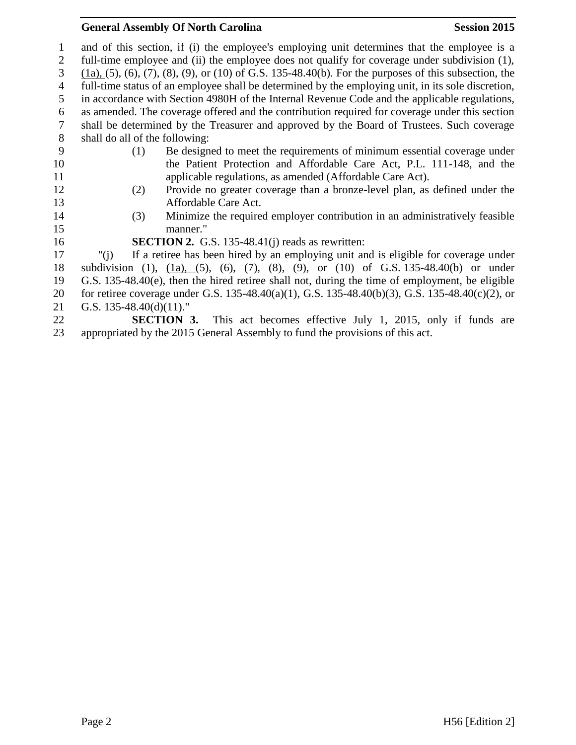and of this section, if (i) the employee's employing unit determines that the employee is a full-time employee and (ii) the employee does not qualify for coverage under subdivision (1), <u>(1a),</u> (5), (6), (7), (8), (9), or (10) of G.S. 135-48.40(b). For the purposes of this subsection, the full-time status of an employee shall be determined by the employing unit, in its sole discretion, in accordance with Section 4980H of the Internal Revenue Code and the applicable regulations, as amended. The coverage offered and the contribution required for coverage under this section shall be determined by the Treasurer and approved by the Board of Trustees. Such coverage shall do all of the following:

(1) Be designed to meet the requirements of minimum essential coverage under the Patient Protection and Affordable Care Act, P.L. 111-148, and the applicable regulations, as amended (Affordable Care Act).

(2) Provide no greater coverage than a bronze-level plan, as defined under the Affordable Care Act.

(3) Minimize the required employer contribution in an administratively feasible manner."

**SECTION 2.** G.S. 135-48.41(j) reads as rewritten:

"(j) If a retiree has been hired by an employing unit and is eligible for coverage under subdivision (1), <u>(1a),</u> (5), (6), (7), (8), (9), or (10) of G.S. 135-48.40(b) or under G.S. 135-48.40(e), then the hired retiree shall not, during the time of employment, be eligible for retiree coverage under G.S. 135-48.40(a)(1), G.S. 135-48.40(b)(3), G.S. 135-48.40(c)(2), or G.S. 135-48.40(d)(11)."

**SECTION 3.** This act becomes effective July 1, 2015, only if funds are appropriated by the 2015 General Assembly to fund the provisions of this act.